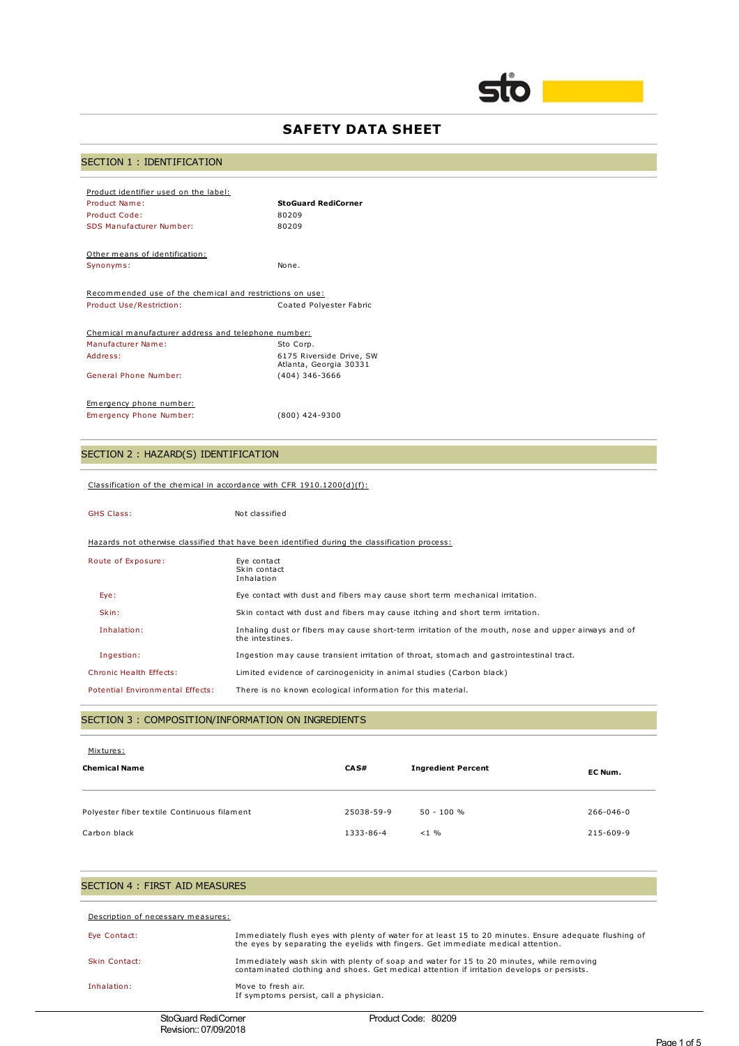# SAFETY DATA SHEET

## SECTION 1 : IDENTIFICATION

Product identifier used on the label:

| | |
|---|---|
| Product Name: | **StoGuard RediCorner** |
| Product Code: | 80209 |
| SDS Manufacturer Number: | 80209 |

Other means of identification:

| | |
|---|---|
| Synonyms: | None. |

Recommended use of the chemical and restrictions on use:

| | |
|---|---|
| Product Use/Restriction: | Coated Polyester Fabric |

Chemical manufacturer address and telephone number:

| | |
|---|---|
| Manufacturer Name: | Sto Corp. |
| Address: | 6175 Riverside Drive, SW<br>Atlanta, Georgia 30331 |
| General Phone Number: | (404) 346-3666 |

Emergency phone number:

| | |
|---|---|
| Emergency Phone Number: | (800) 424-9300 |

## SECTION 2 : HAZARD(S) IDENTIFICATION

Classification of the chemical in accordance with CFR 1910.1200(d)(f):

| | |
|---|---|
| GHS Class: | Not classified |

Hazards not otherwise classified that have been identified during the classification process:

| | |
|---|---|
| Route of Exposure: | Eye contact<br>Skin contact<br>Inhalation |
| Eye: | Eye contact with dust and fibers may cause short term mechanical irritation. |
| Skin: | Skin contact with dust and fibers may cause itching and short term irritation. |
| Inhalation: | Inhaling dust or fibers may cause short-term irritation of the mouth, nose and upper airways and of the intestines. |
| Ingestion: | Ingestion may cause transient irritation of throat, stomach and gastrointestinal tract. |
| Chronic Health Effects: | Limited evidence of carcinogenicity in animal studies (Carbon black) |
| Potential Environmental Effects: | There is no known ecological information for this material. |

## SECTION 3 : COMPOSITION/INFORMATION ON INGREDIENTS

Mixtures:

| Chemical Name | CAS# | Ingredient Percent | EC Num. |
|---|---|---|---|
| Polyester fiber textile Continuous filament | 25038-59-9 | 50 - 100 % | 266-046-0 |
| Carbon black | 1333-86-4 | <1 % | 215-609-9 |

## SECTION 4 : FIRST AID MEASURES

Description of necessary measures:

| | |
|---|---|
| Eye Contact: | Immediately flush eyes with plenty of water for at least 15 to 20 minutes. Ensure adequate flushing of the eyes by separating the eyelids with fingers. Get immediate medical attention. |
| Skin Contact: | Immediately wash skin with plenty of soap and water for 15 to 20 minutes, while removing contaminated clothing and shoes. Get medical attention if irritation develops or persists. |
| Inhalation: | Move to fresh air.<br>If symptoms persist, call a physician. |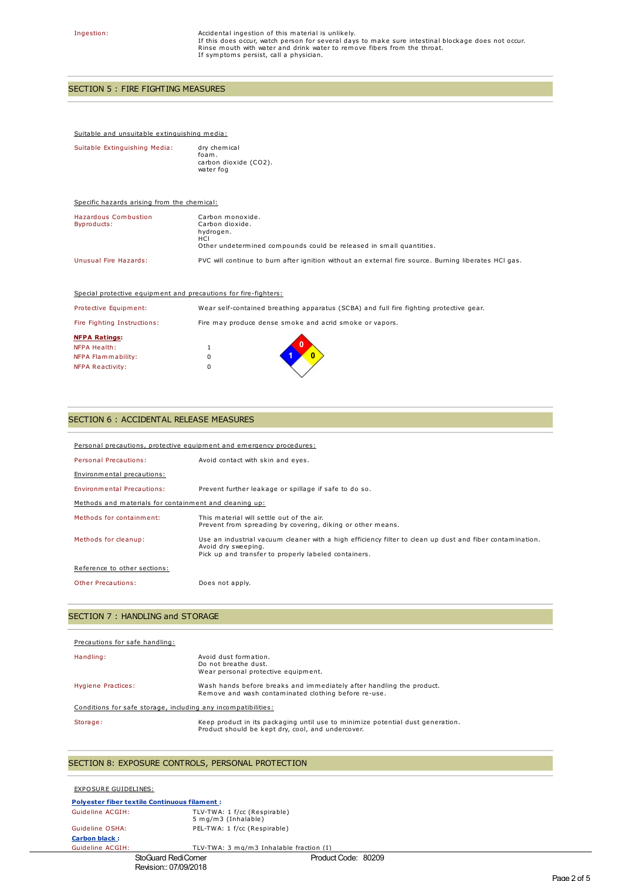| | |
|---|---|
| Ingestion: | Accidental ingestion of this material is unlikely.<br>If this does occur, watch person for several days to make sure intestinal blockage does not occur.<br>Rinse mouth with water and drink water to remove fibers from the throat.<br>If symptoms persist, call a physician. |

## SECTION 5 : FIRE FIGHTING MEASURES

**Suitable and unsuitable extinguishing media:**

| | |
|---|---|
| Suitable Extinguishing Media: | dry chemical<br>foam.<br>carbon dioxide ($CO_2$).<br>water fog |

**Specific hazards arising from the chemical:**

| | |
|---|---|
| Hazardous Combustion Byproducts: | Carbon monoxide.<br>Carbon dioxide.<br>hydrogen.<br>HCl<br>Other undetermined compounds could be released in small quantities. |
| Unusual Fire Hazards: | PVC will continue to burn after ignition without an external fire source. Burning liberates HCl gas. |

**Special protective equipment and precautions for fire-fighters:**

| | |
|---|---|
| Protective Equipment: | Wear self-contained breathing apparatus (SCBA) and full fire fighting protective gear. |
| Fire Fighting Instructions: | Fire may produce dense smoke and acrid smoke or vapors. |

**NFPA Ratings:**

| | |
|---|---|
| NFPA Health: | 1 |
| NFPA Flammability: | 0 |
| NFPA Reactivity: | 0 |

## SECTION 6 : ACCIDENTAL RELEASE MEASURES

**Personal precautions, protective equipment and emergency procedures:**

| | |
|---|---|
| Personal Precautions: | Avoid contact with skin and eyes. |

**Environmental precautions:**

| | |
|---|---|
| Environmental Precautions: | Prevent further leakage or spillage if safe to do so. |

**Methods and materials for containment and cleaning up:**

| | |
|---|---|
| Methods for containment: | This material will settle out of the air.<br>Prevent from spreading by covering, diking or other means. |
| Methods for cleanup: | Use an industrial vacuum cleaner with a high efficiency filter to clean up dust and fiber contamination.<br>Avoid dry sweeping.<br>Pick up and transfer to properly labeled containers. |

**Reference to other sections:**

| | |
|---|---|
| Other Precautions: | Does not apply. |

## SECTION 7 : HANDLING and STORAGE

**Precautions for safe handling:**

| | |
|---|---|
| Handling: | Avoid dust formation.<br>Do not breathe dust.<br>Wear personal protective equipment. |
| Hygiene Practices: | Wash hands before breaks and immediately after handling the product.<br>Remove and wash contaminated clothing before re-use. |

**Conditions for safe storage, including any incompatibilities:**

| | |
|---|---|
| Storage: | Keep product in its packaging until use to minimize potential dust generation.<br>Product should be kept dry, cool, and undercover. |

## SECTION 8: EXPOSURE CONTROLS, PERSONAL PROTECTION

**EXPOSURE GUIDELINES:**

**Polyester fiber textile Continuous filament :**

| | |
|---|---|
| Guideline ACGIH: | TLV-TWA: 1 f/cc (Respirable)<br>5 mg/m3 (Inhalable) |
| Guideline OSHA: | PEL-TWA: 1 f/cc (Respirable) |

**Carbon black :**

| | |
|---|---|
| Guideline ACGIH: | TLV-TWA: 3 mg/m3 Inhalable fraction (I) |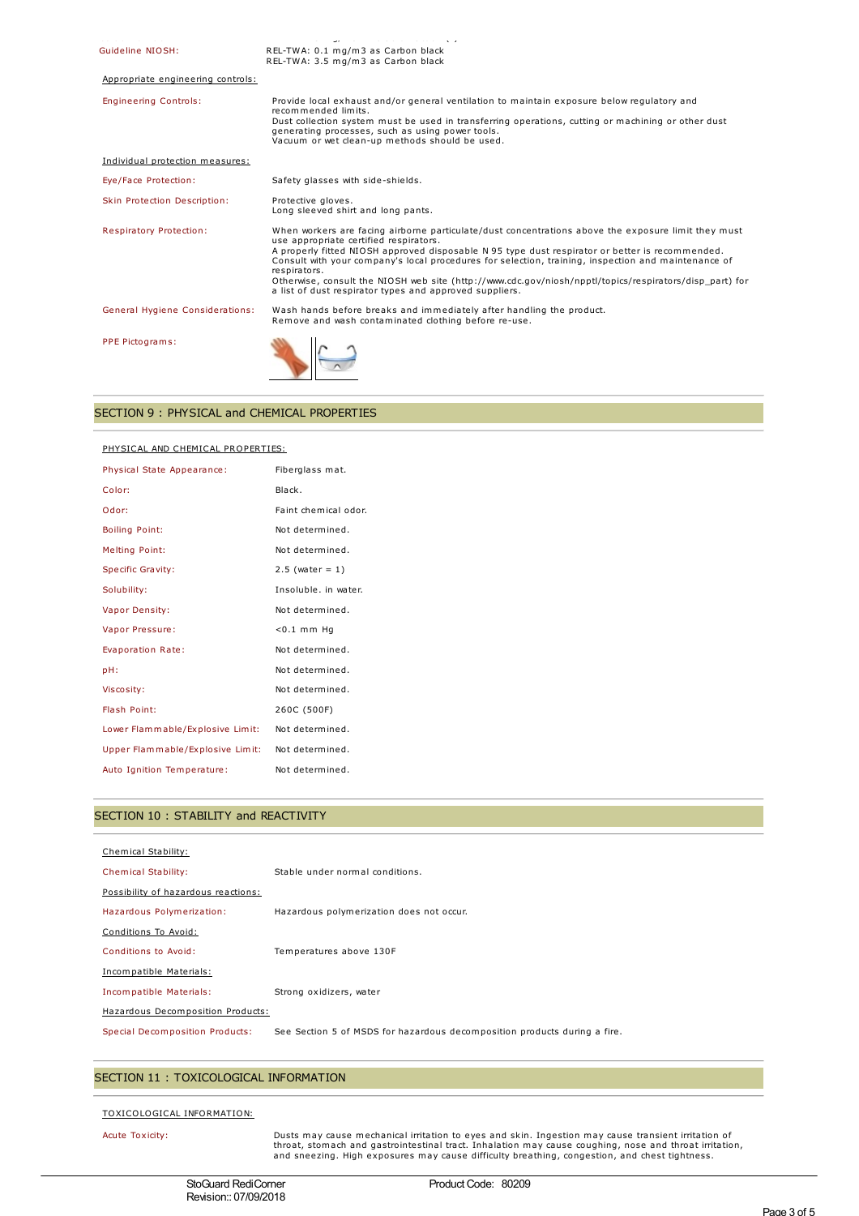| | |
|---|---|
| Guideline NIOSH: | REL-TWA: 0.1 mg/m3 as Carbon black<br>REL-TWA: 3.5 mg/m3 as Carbon black |

**Appropriate engineering controls:**

| | |
|---|---|
| Engineering Controls: | Provide local exhaust and/or general ventilation to maintain exposure below regulatory and recommended limits.<br>Dust collection system must be used in transferring operations, cutting or machining or other dust generating processes, such as using power tools.<br>Vacuum or wet clean-up methods should be used. |

**Individual protection measures:**

| | |
|---|---|
| Eye/Face Protection: | Safety glasses with side-shields. |
| Skin Protection Description: | Protective gloves.<br>Long sleeved shirt and long pants. |
| Respiratory Protection: | When workers are facing airborne particulate/dust concentrations above the exposure limit they must use appropriate certified respirators.<br>A properly fitted NIOSH approved disposable N 95 type dust respirator or better is recommended.<br>Consult with your company's local procedures for selection, training, inspection and maintenance of respirators.<br>Otherwise, consult the NIOSH web site (http://www.cdc.gov/niosh/npptl/topics/respirators/disp_part) for a list of dust respirator types and approved suppliers. |
| General Hygiene Considerations: | Wash hands before breaks and immediately after handling the product.<br>Remove and wash contaminated clothing before re-use. |
| PPE Pictograms: | |

## SECTION 9 : PHYSICAL and CHEMICAL PROPERTIES

**PHYSICAL AND CHEMICAL PROPERTIES:**

| | |
|---|---|
| Physical State Appearance: | Fiberglass mat. |
| Color: | Black. |
| Odor: | Faint chemical odor. |
| Boiling Point: | Not determined. |
| Melting Point: | Not determined. |
| Specific Gravity: | 2.5 (water = 1) |
| Solubility: | Insoluble. in water. |
| Vapor Density: | Not determined. |
| Vapor Pressure: | <0.1 mm Hg |
| Evaporation Rate: | Not determined. |
| pH: | Not determined. |
| Viscosity: | Not determined. |
| Flash Point: | 260C (500F) |
| Lower Flammable/Explosive Limit: | Not determined. |
| Upper Flammable/Explosive Limit: | Not determined. |
| Auto Ignition Temperature: | Not determined. |

## SECTION 10 : STABILITY and REACTIVITY

**Chemical Stability:**

| | |
|---|---|
| Chemical Stability: | Stable under normal conditions. |

**Possibility of hazardous reactions:**

| | |
|---|---|
| Hazardous Polymerization: | Hazardous polymerization does not occur. |

**Conditions To Avoid:**

| | |
|---|---|
| Conditions to Avoid: | Temperatures above 130F |

**Incompatible Materials:**

| | |
|---|---|
| Incompatible Materials: | Strong oxidizers, water |

**Hazardous Decomposition Products:**

| | |
|---|---|
| Special Decomposition Products: | See Section 5 of MSDS for hazardous decomposition products during a fire. |

## SECTION 11 : TOXICOLOGICAL INFORMATION

**TOXICOLOGICAL INFORMATION:**

| | |
|---|---|
| Acute Toxicity: | Dusts may cause mechanical irritation to eyes and skin. Ingestion may cause transient irritation of throat, stomach and gastrointestinal tract. Inhalation may cause coughing, nose and throat irritation, and sneezing. High exposures may cause difficulty breathing, congestion, and chest tightness. |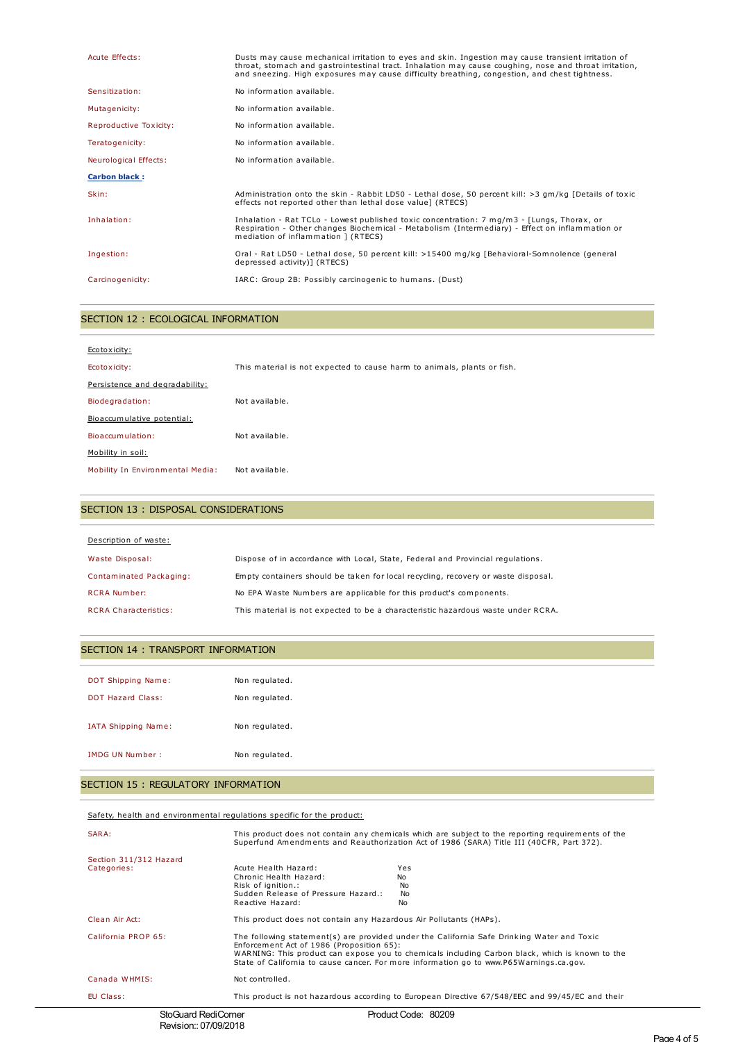| | |
|---|---|
| Acute Effects: | Dusts may cause mechanical irritation to eyes and skin. Ingestion may cause transient irritation of throat, stomach and gastrointestinal tract. Inhalation may cause coughing, nose and throat irritation, and sneezing. High exposures may cause difficulty breathing, congestion, and chest tightness. |
| Sensitization: | No information available. |
| Mutagenicity: | No information available. |
| Reproductive Toxicity: | No information available. |
| Teratogenicity: | No information available. |
| Neurological Effects: | No information available. |

**Carbon black :**

| | |
|---|---|
| Skin: | Administration onto the skin - Rabbit LD50 - Lethal dose, 50 percent kill: >3 gm/kg [Details of toxic effects not reported other than lethal dose value] (RTECS) |
| Inhalation: | Inhalation - Rat TCLo - Lowest published toxic concentration: 7 mg/m3 - [Lungs, Thorax, or Respiration - Other changes Biochemical - Metabolism (Intermediary) - Effect on inflammation or mediation of inflammation ] (RTECS) |
| Ingestion: | Oral - Rat LD50 - Lethal dose, 50 percent kill: >15400 mg/kg [Behavioral-Somnolence (general depressed activity)] (RTECS) |
| Carcinogenicity: | IARC: Group 2B: Possibly carcinogenic to humans. (Dust) |

## SECTION 12 : ECOLOGICAL INFORMATION

Ecotoxicity:

| | |
|---|---|
| Ecotoxicity: | This material is not expected to cause harm to animals, plants or fish. |

Persistence and degradability:

| | |
|---|---|
| Biodegradation: | Not available. |

Bioaccumulative potential:

| | |
|---|---|
| Bioaccumulation: | Not available. |

Mobility in soil:

| | |
|---|---|
| Mobility In Environmental Media: | Not available. |

## SECTION 13 : DISPOSAL CONSIDERATIONS

Description of waste:

| | |
|---|---|
| Waste Disposal: | Dispose of in accordance with Local, State, Federal and Provincial regulations. |
| Contaminated Packaging: | Empty containers should be taken for local recycling, recovery or waste disposal. |
| RCRA Number: | No EPA Waste Numbers are applicable for this product's components. |
| RCRA Characteristics: | This material is not expected to be a characteristic hazardous waste under RCRA. |

## SECTION 14 : TRANSPORT INFORMATION

| | |
|---|---|
| DOT Shipping Name: | Non regulated. |
| DOT Hazard Class: | Non regulated. |
| IATA Shipping Name: | Non regulated. |
| IMDG UN Number : | Non regulated. |

## SECTION 15 : REGULATORY INFORMATION

Safety, health and environmental regulations specific for the product:

| | |
|---|---|
| SARA: | This product does not contain any chemicals which are subject to the reporting requirements of the Superfund Amendments and Reauthorization Act of 1986 (SARA) Title III (40CFR, Part 372). |
| Section 311/312 Hazard Categories: | Acute Health Hazard: Yes<br>Chronic Health Hazard: No<br>Risk of ignition.: No<br>Sudden Release of Pressure Hazard.: No<br>Reactive Hazard: No |
| Clean Air Act: | This product does not contain any Hazardous Air Pollutants (HAPs). |
| California PROP 65: | The following statement(s) are provided under the California Safe Drinking Water and Toxic Enforcement Act of 1986 (Proposition 65):<br>WARNING: This product can expose you to chemicals including Carbon black, which is known to the State of California to cause cancer. For more information go to www.P65Warnings.ca.gov. |
| Canada WHMIS: | Not controlled. |
| EU Class: | This product is not hazardous according to European Directive 67/548/EEC and 99/45/EC and their |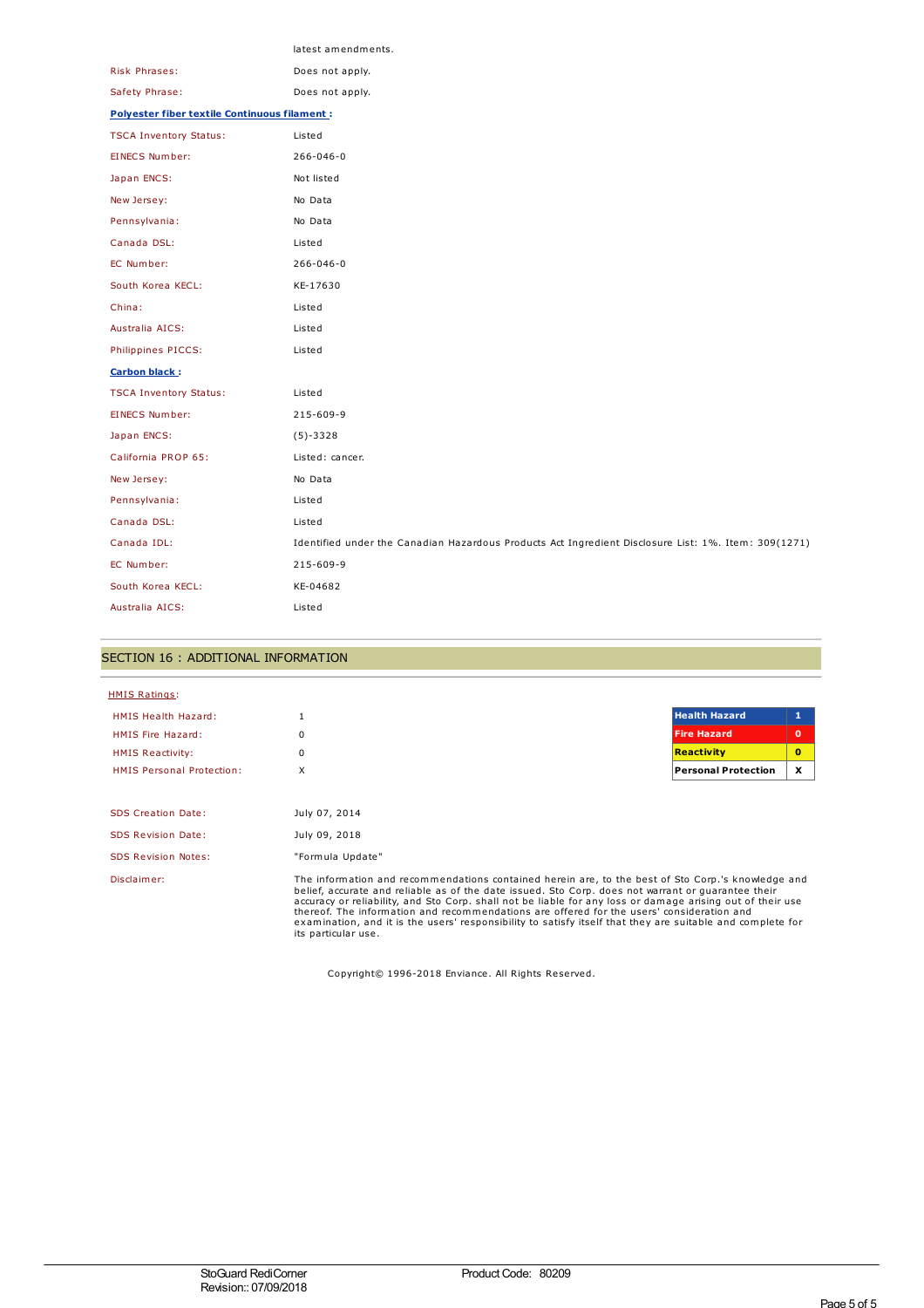latest amendments.

| | |
|---|---|
| Risk Phrases: | Does not apply. |
| Safety Phrase: | Does not apply. |

**Polyester fiber textile Continuous filament :**

| | |
|---|---|
| TSCA Inventory Status: | Listed |
| EINECS Number: | 266-046-0 |
| Japan ENCS: | Not listed |
| New Jersey: | No Data |
| Pennsylvania: | No Data |
| Canada DSL: | Listed |
| EC Number: | 266-046-0 |
| South Korea KECL: | KE-17630 |
| China: | Listed |
| Australia AICS: | Listed |
| Philippines PICCS: | Listed |

**Carbon black :**

| | |
|---|---|
| TSCA Inventory Status: | Listed |
| EINECS Number: | 215-609-9 |
| Japan ENCS: | (5)-3328 |
| California PROP 65: | Listed: cancer. |
| New Jersey: | No Data |
| Pennsylvania: | Listed |
| Canada DSL: | Listed |
| Canada IDL: | Identified under the Canadian Hazardous Products Act Ingredient Disclosure List: 1%. Item: 309(1271) |
| EC Number: | 215-609-9 |
| South Korea KECL: | KE-04682 |
| Australia AICS: | Listed |

## SECTION 16 : ADDITIONAL INFORMATION

HMIS Ratings:

| | |
|---|---|
| HMIS Health Hazard: | 1 |
| HMIS Fire Hazard: | 0 |
| HMIS Reactivity: | 0 |
| HMIS Personal Protection: | X |

| | |
|---|---|
| Health Hazard | 1 |
| Fire Hazard | 0 |
| Reactivity | 0 |
| Personal Protection | X |

| | |
|---|---|
| SDS Creation Date: | July 07, 2014 |
| SDS Revision Date: | July 09, 2018 |
| SDS Revision Notes: | "Formula Update" |
| Disclaimer: | The information and recommendations contained herein are, to the best of Sto Corp.'s knowledge and belief, accurate and reliable as of the date issued. Sto Corp. does not warrant or guarantee their accuracy or reliability, and Sto Corp. shall not be liable for any loss or damage arising out of their use thereof. The information and recommendations are offered for the users' consideration and examination, and it is the users' responsibility to satisfy itself that they are suitable and complete for its particular use. |

Copyright© 1996-2018 Enviance. All Rights Reserved.